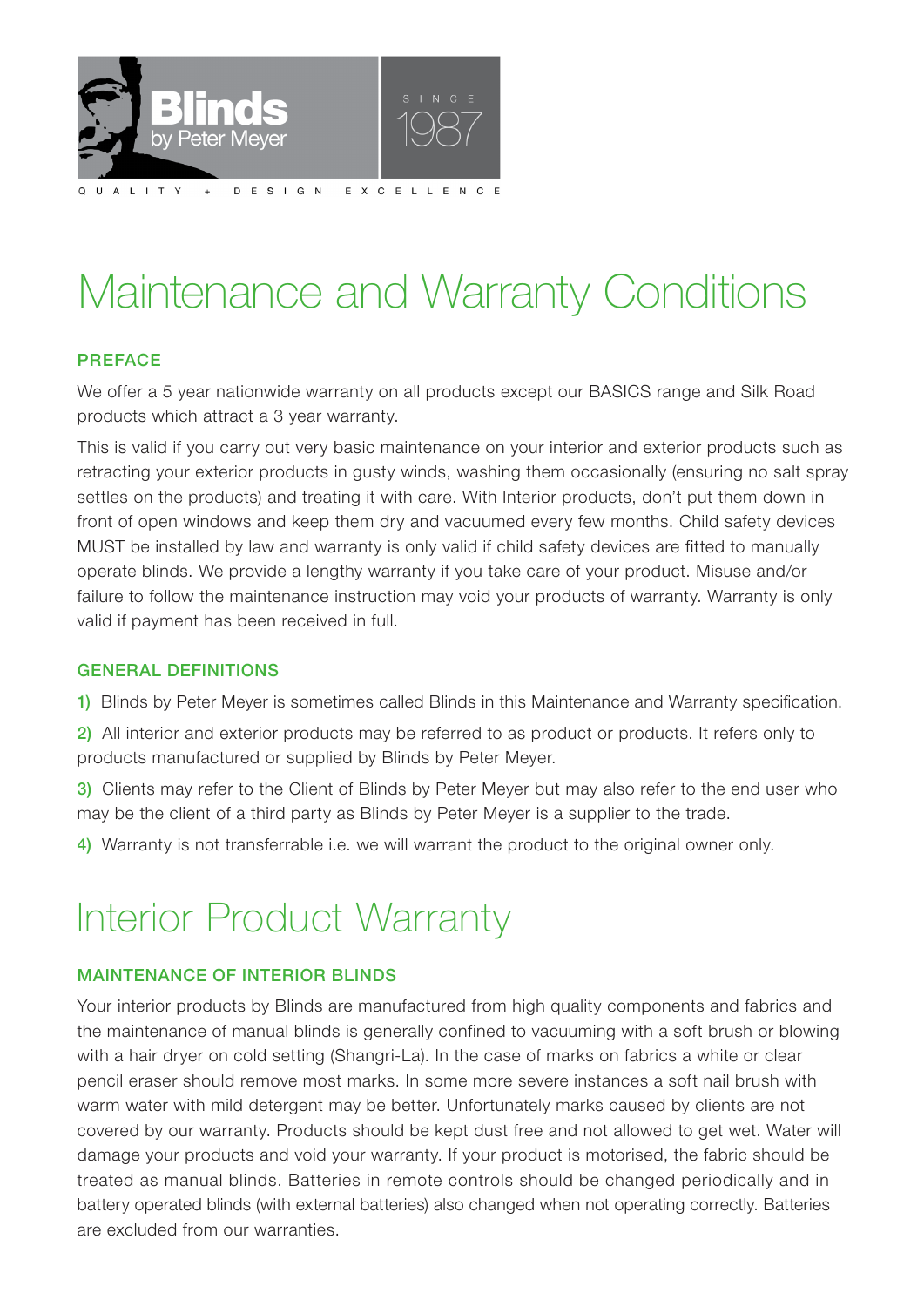Blinds by Peter Meyer

SINCE 1987

QUALITY + DESIGN EXCELLENCE

# Maintenance and Warranty Conditions

### PREFACE

We offer a 5 year nationwide warranty on all products except our BASICS range and Silk Road products which attract a 3 year warranty.

This is valid if you carry out very basic maintenance on your interior and exterior products such as retracting your exterior products in gusty winds, washing them occasionally (ensuring no salt spray settles on the products) and treating it with care. With Interior products, don't put them down in front of open windows and keep them dry and vacuumed every few months. Child safety devices MUST be installed by law and warranty is only valid if child safety devices are fitted to manually operate blinds. We provide a lengthy warranty if you take care of your product. Misuse and/or failure to follow the maintenance instruction may void your products of warranty. Warranty is only valid if payment has been received in full.

### GENERAL DEFINITIONS

1) Blinds by Peter Meyer is sometimes called Blinds in this Maintenance and Warranty specification.

2) All interior and exterior products may be referred to as product or products. It refers only to products manufactured or supplied by Blinds by Peter Meyer.

3) Clients may refer to the Client of Blinds by Peter Meyer but may also refer to the end user who may be the client of a third party as Blinds by Peter Meyer is a supplier to the trade.

4) Warranty is not transferrable i.e. we will warrant the product to the original owner only.

# Interior Product Warranty

### MAINTENANCE OF INTERIOR BLINDS

Your interior products by Blinds are manufactured from high quality components and fabrics and the maintenance of manual blinds is generally confined to vacuuming with a soft brush or blowing with a hair dryer on cold setting (Shangri-La). In the case of marks on fabrics a white or clear pencil eraser should remove most marks. In some more severe instances a soft nail brush with warm water with mild detergent may be better. Unfortunately marks caused by clients are not covered by our warranty. Products should be kept dust free and not allowed to get wet. Water will damage your products and void your warranty. If your product is motorised, the fabric should be treated as manual blinds. Batteries in remote controls should be changed periodically and in battery operated blinds (with external batteries) also changed when not operating correctly. Batteries are excluded from our warranties.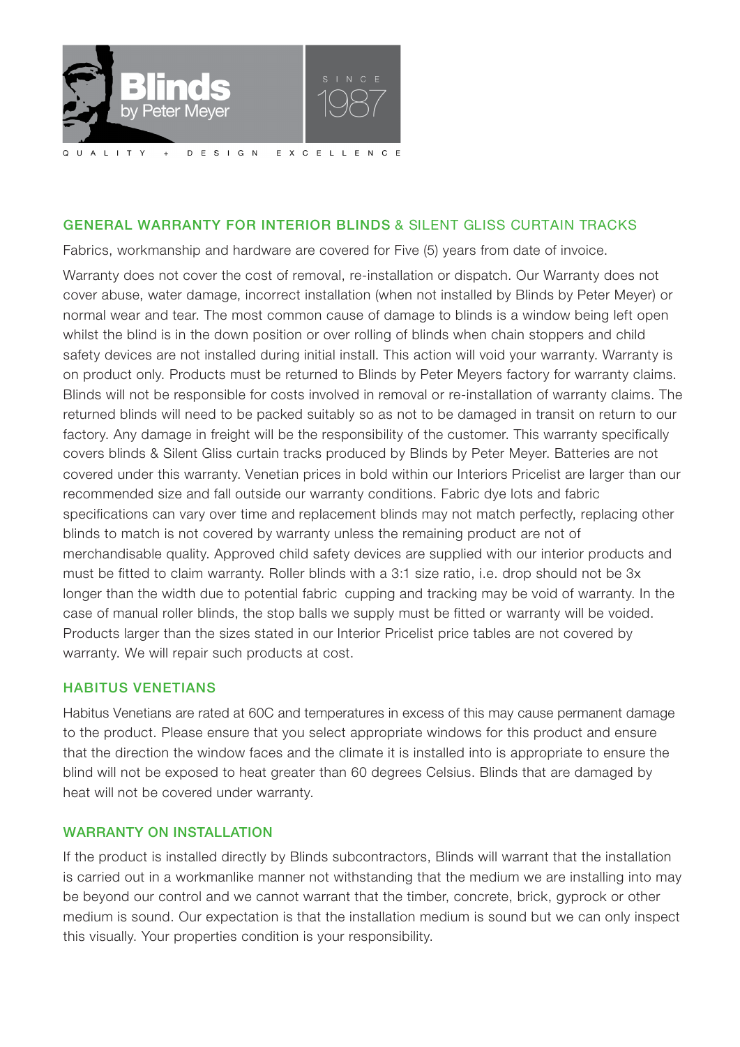Blinds by Peter Meyer

SINCE 1987

QUALITY + DESIGN EXCELLENCE

## GENERAL WARRANTY FOR INTERIOR BLINDS & SILENT GLISS CURTAIN TRACKS

Fabrics, workmanship and hardware are covered for Five (5) years from date of invoice.

Warranty does not cover the cost of removal, re-installation or dispatch. Our Warranty does not cover abuse, water damage, incorrect installation (when not installed by Blinds by Peter Meyer) or normal wear and tear. The most common cause of damage to blinds is a window being left open whilst the blind is in the down position or over rolling of blinds when chain stoppers and child safety devices are not installed during initial install. This action will void your warranty. Warranty is on product only. Products must be returned to Blinds by Peter Meyers factory for warranty claims. Blinds will not be responsible for costs involved in removal or re-installation of warranty claims. The returned blinds will need to be packed suitably so as not to be damaged in transit on return to our factory. Any damage in freight will be the responsibility of the customer. This warranty specifically covers blinds & Silent Gliss curtain tracks produced by Blinds by Peter Meyer. Batteries are not covered under this warranty. Venetian prices in bold within our Interiors Pricelist are larger than our recommended size and fall outside our warranty conditions. Fabric dye lots and fabric specifications can vary over time and replacement blinds may not match perfectly, replacing other blinds to match is not covered by warranty unless the remaining product are not of merchandisable quality. Approved child safety devices are supplied with our interior products and must be fitted to claim warranty. Roller blinds with a 3:1 size ratio, i.e. drop should not be 3x longer than the width due to potential fabric cupping and tracking may be void of warranty. In the case of manual roller blinds, the stop balls we supply must be fitted or warranty will be voided. Products larger than the sizes stated in our Interior Pricelist price tables are not covered by warranty. We will repair such products at cost.

## HABITUS VENETIANS

Habitus Venetians are rated at 60C and temperatures in excess of this may cause permanent damage to the product. Please ensure that you select appropriate windows for this product and ensure that the direction the window faces and the climate it is installed into is appropriate to ensure the blind will not be exposed to heat greater than 60 degrees Celsius. Blinds that are damaged by heat will not be covered under warranty.

## WARRANTY ON INSTALLATION

If the product is installed directly by Blinds subcontractors, Blinds will warrant that the installation is carried out in a workmanlike manner not withstanding that the medium we are installing into may be beyond our control and we cannot warrant that the timber, concrete, brick, gyprock or other medium is sound. Our expectation is that the installation medium is sound but we can only inspect this visually. Your properties condition is your responsibility.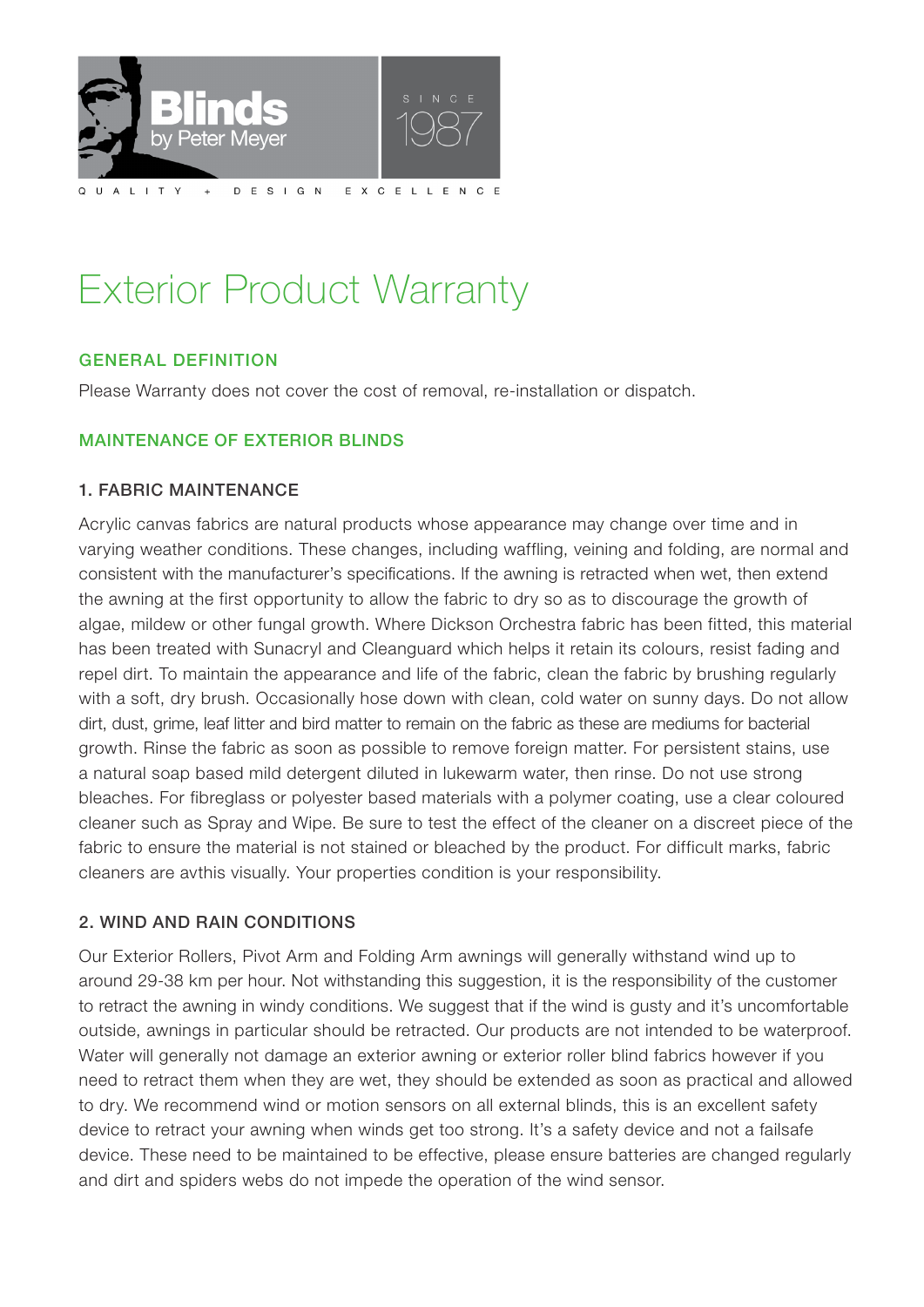# Exterior Product Warranty

## GENERAL DEFINITION

Please Warranty does not cover the cost of removal, re-installation or dispatch.

## MAINTENANCE OF EXTERIOR BLINDS

### 1. FABRIC MAINTENANCE

Acrylic canvas fabrics are natural products whose appearance may change over time and in varying weather conditions. These changes, including waffling, veining and folding, are normal and consistent with the manufacturer's specifications. If the awning is retracted when wet, then extend the awning at the first opportunity to allow the fabric to dry so as to discourage the growth of algae, mildew or other fungal growth. Where Dickson Orchestra fabric has been fitted, this material has been treated with Sunacryl and Cleanguard which helps it retain its colours, resist fading and repel dirt. To maintain the appearance and life of the fabric, clean the fabric by brushing regularly with a soft, dry brush. Occasionally hose down with clean, cold water on sunny days. Do not allow dirt, dust, grime, leaf litter and bird matter to remain on the fabric as these are mediums for bacterial growth. Rinse the fabric as soon as possible to remove foreign matter. For persistent stains, use a natural soap based mild detergent diluted in lukewarm water, then rinse. Do not use strong bleaches. For fibreglass or polyester based materials with a polymer coating, use a clear coloured cleaner such as Spray and Wipe. Be sure to test the effect of the cleaner on a discreet piece of the fabric to ensure the material is not stained or bleached by the product. For difficult marks, fabric cleaners are avthis visually. Your properties condition is your responsibility.

### 2. WIND AND RAIN CONDITIONS

Our Exterior Rollers, Pivot Arm and Folding Arm awnings will generally withstand wind up to around 29-38 km per hour. Not withstanding this suggestion, it is the responsibility of the customer to retract the awning in windy conditions. We suggest that if the wind is gusty and it's uncomfortable outside, awnings in particular should be retracted. Our products are not intended to be waterproof. Water will generally not damage an exterior awning or exterior roller blind fabrics however if you need to retract them when they are wet, they should be extended as soon as practical and allowed to dry. We recommend wind or motion sensors on all external blinds, this is an excellent safety device to retract your awning when winds get too strong. It's a safety device and not a failsafe device. These need to be maintained to be effective, please ensure batteries are changed regularly and dirt and spiders webs do not impede the operation of the wind sensor.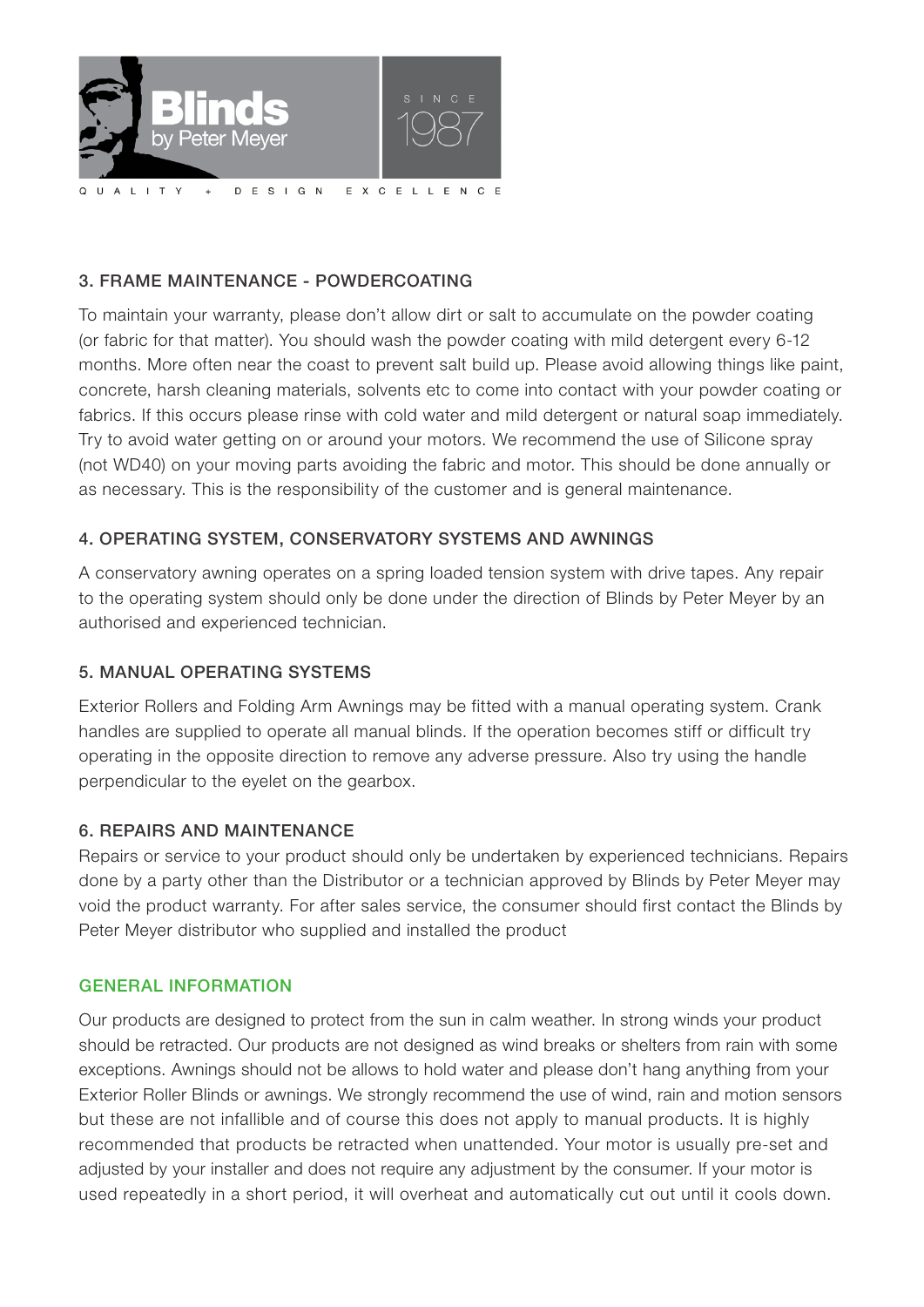## 3. FRAME MAINTENANCE - POWDERCOATING

To maintain your warranty, please don't allow dirt or salt to accumulate on the powder coating (or fabric for that matter). You should wash the powder coating with mild detergent every 6-12 months. More often near the coast to prevent salt build up. Please avoid allowing things like paint, concrete, harsh cleaning materials, solvents etc to come into contact with your powder coating or fabrics. If this occurs please rinse with cold water and mild detergent or natural soap immediately. Try to avoid water getting on or around your motors. We recommend the use of Silicone spray (not WD40) on your moving parts avoiding the fabric and motor. This should be done annually or as necessary. This is the responsibility of the customer and is general maintenance.

## 4. OPERATING SYSTEM, CONSERVATORY SYSTEMS AND AWNINGS

A conservatory awning operates on a spring loaded tension system with drive tapes. Any repair to the operating system should only be done under the direction of Blinds by Peter Meyer by an authorised and experienced technician.

## 5. MANUAL OPERATING SYSTEMS

Exterior Rollers and Folding Arm Awnings may be fitted with a manual operating system. Crank handles are supplied to operate all manual blinds. If the operation becomes stiff or difficult try operating in the opposite direction to remove any adverse pressure. Also try using the handle perpendicular to the eyelet on the gearbox.

## 6. REPAIRS AND MAINTENANCE

Repairs or service to your product should only be undertaken by experienced technicians. Repairs done by a party other than the Distributor or a technician approved by Blinds by Peter Meyer may void the product warranty. For after sales service, the consumer should first contact the Blinds by Peter Meyer distributor who supplied and installed the product

## GENERAL INFORMATION

Our products are designed to protect from the sun in calm weather. In strong winds your product should be retracted. Our products are not designed as wind breaks or shelters from rain with some exceptions. Awnings should not be allows to hold water and please don't hang anything from your Exterior Roller Blinds or awnings. We strongly recommend the use of wind, rain and motion sensors but these are not infallible and of course this does not apply to manual products. It is highly recommended that products be retracted when unattended. Your motor is usually pre-set and adjusted by your installer and does not require any adjustment by the consumer. If your motor is used repeatedly in a short period, it will overheat and automatically cut out until it cools down.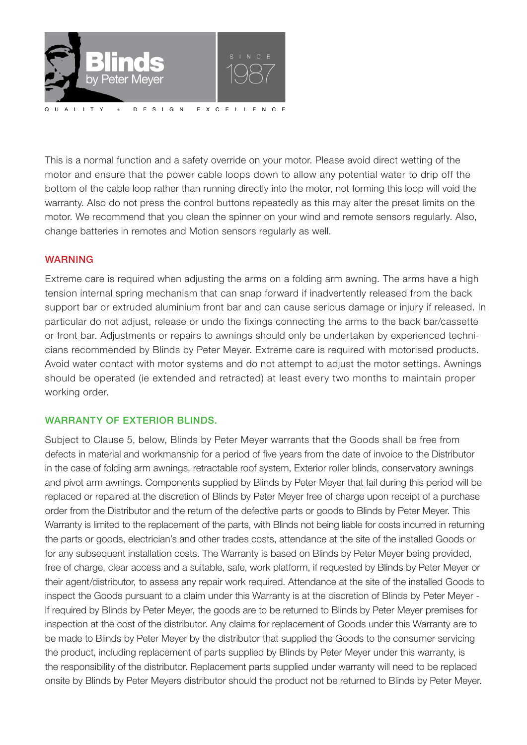This is a normal function and a safety override on your motor. Please avoid direct wetting of the motor and ensure that the power cable loops down to allow any potential water to drip off the bottom of the cable loop rather than running directly into the motor, not forming this loop will void the warranty. Also do not press the control buttons repeatedly as this may alter the preset limits on the motor. We recommend that you clean the spinner on your wind and remote sensors regularly. Also, change batteries in remotes and Motion sensors regularly as well.

## WARNING

Extreme care is required when adjusting the arms on a folding arm awning. The arms have a high tension internal spring mechanism that can snap forward if inadvertently released from the back support bar or extruded aluminium front bar and can cause serious damage or injury if released. In particular do not adjust, release or undo the fixings connecting the arms to the back bar/cassette or front bar. Adjustments or repairs to awnings should only be undertaken by experienced technicians recommended by Blinds by Peter Meyer. Extreme care is required with motorised products. Avoid water contact with motor systems and do not attempt to adjust the motor settings. Awnings should be operated (ie extended and retracted) at least every two months to maintain proper working order.

## WARRANTY OF EXTERIOR BLINDS.

Subject to Clause 5, below, Blinds by Peter Meyer warrants that the Goods shall be free from defects in material and workmanship for a period of five years from the date of invoice to the Distributor in the case of folding arm awnings, retractable roof system, Exterior roller blinds, conservatory awnings and pivot arm awnings. Components supplied by Blinds by Peter Meyer that fail during this period will be replaced or repaired at the discretion of Blinds by Peter Meyer free of charge upon receipt of a purchase order from the Distributor and the return of the defective parts or goods to Blinds by Peter Meyer. This Warranty is limited to the replacement of the parts, with Blinds not being liable for costs incurred in returning the parts or goods, electrician's and other trades costs, attendance at the site of the installed Goods or for any subsequent installation costs. The Warranty is based on Blinds by Peter Meyer being provided, free of charge, clear access and a suitable, safe, work platform, if requested by Blinds by Peter Meyer or their agent/distributor, to assess any repair work required. Attendance at the site of the installed Goods to inspect the Goods pursuant to a claim under this Warranty is at the discretion of Blinds by Peter Meyer - If required by Blinds by Peter Meyer, the goods are to be returned to Blinds by Peter Meyer premises for inspection at the cost of the distributor. Any claims for replacement of Goods under this Warranty are to be made to Blinds by Peter Meyer by the distributor that supplied the Goods to the consumer servicing the product, including replacement of parts supplied by Blinds by Peter Meyer under this warranty, is the responsibility of the distributor. Replacement parts supplied under warranty will need to be replaced onsite by Blinds by Peter Meyers distributor should the product not be returned to Blinds by Peter Meyer.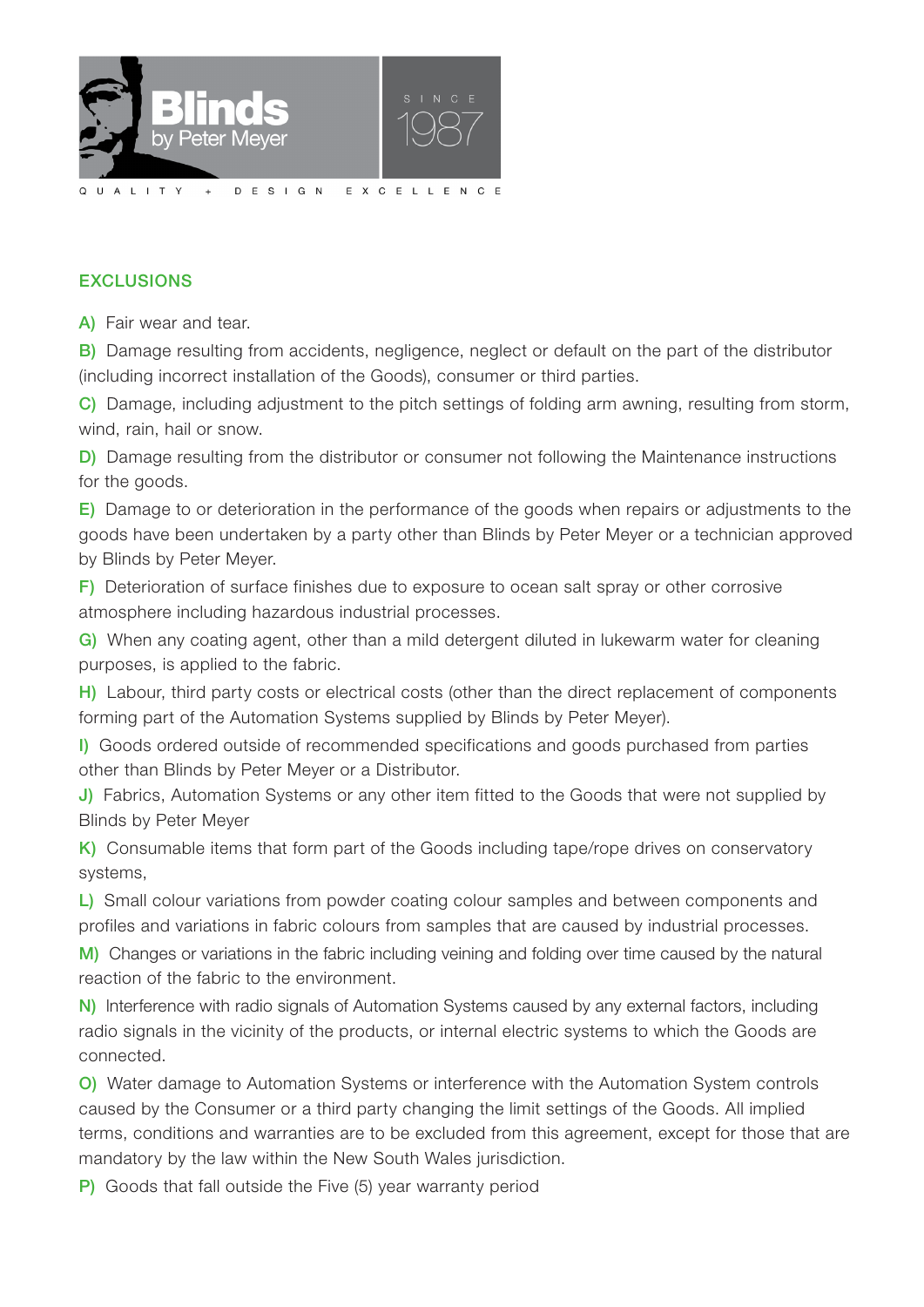## EXCLUSIONS

**A)** Fair wear and tear.

**B)** Damage resulting from accidents, negligence, neglect or default on the part of the distributor (including incorrect installation of the Goods), consumer or third parties.

**C)** Damage, including adjustment to the pitch settings of folding arm awning, resulting from storm, wind, rain, hail or snow.

**D)** Damage resulting from the distributor or consumer not following the Maintenance instructions for the goods.

**E)** Damage to or deterioration in the performance of the goods when repairs or adjustments to the goods have been undertaken by a party other than Blinds by Peter Meyer or a technician approved by Blinds by Peter Meyer.

**F)** Deterioration of surface finishes due to exposure to ocean salt spray or other corrosive atmosphere including hazardous industrial processes.

**G)** When any coating agent, other than a mild detergent diluted in lukewarm water for cleaning purposes, is applied to the fabric.

**H)** Labour, third party costs or electrical costs (other than the direct replacement of components forming part of the Automation Systems supplied by Blinds by Peter Meyer).

**I)** Goods ordered outside of recommended specifications and goods purchased from parties other than Blinds by Peter Meyer or a Distributor.

**J)** Fabrics, Automation Systems or any other item fitted to the Goods that were not supplied by Blinds by Peter Meyer

**K)** Consumable items that form part of the Goods including tape/rope drives on conservatory systems,

**L)** Small colour variations from powder coating colour samples and between components and profiles and variations in fabric colours from samples that are caused by industrial processes.

**M)** Changes or variations in the fabric including veining and folding over time caused by the natural reaction of the fabric to the environment.

**N)** Interference with radio signals of Automation Systems caused by any external factors, including radio signals in the vicinity of the products, or internal electric systems to which the Goods are connected.

**O)** Water damage to Automation Systems or interference with the Automation System controls caused by the Consumer or a third party changing the limit settings of the Goods. All implied terms, conditions and warranties are to be excluded from this agreement, except for those that are mandatory by the law within the New South Wales jurisdiction.

**P)** Goods that fall outside the Five (5) year warranty period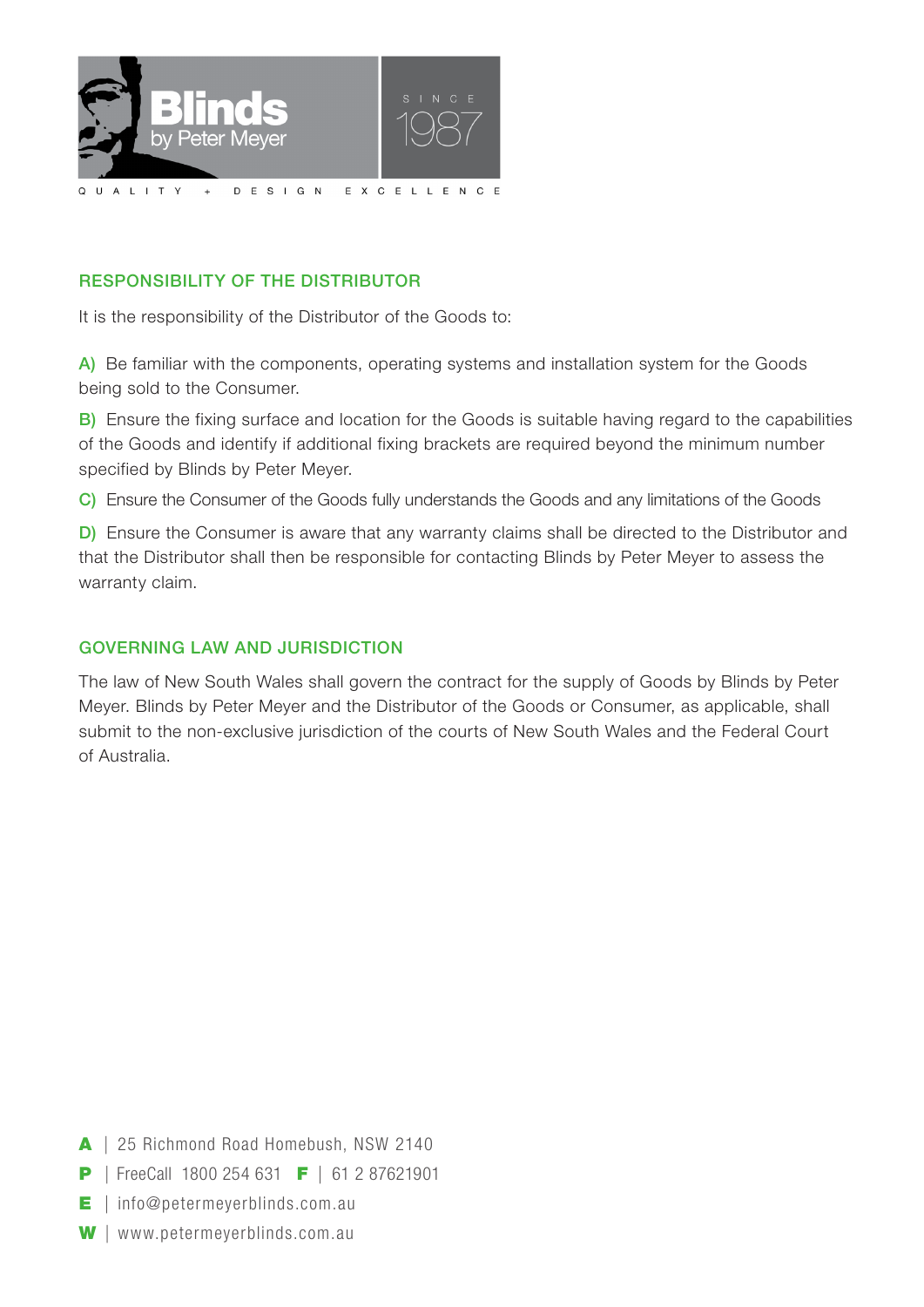## RESPONSIBILITY OF THE DISTRIBUTOR

It is the responsibility of the Distributor of the Goods to:

**A)** Be familiar with the components, operating systems and installation system for the Goods being sold to the Consumer.

**B)** Ensure the fixing surface and location for the Goods is suitable having regard to the capabilities of the Goods and identify if additional fixing brackets are required beyond the minimum number specified by Blinds by Peter Meyer.

**C)** Ensure the Consumer of the Goods fully understands the Goods and any limitations of the Goods

**D)** Ensure the Consumer is aware that any warranty claims shall be directed to the Distributor and that the Distributor shall then be responsible for contacting Blinds by Peter Meyer to assess the warranty claim.

## GOVERNING LAW AND JURISDICTION

The law of New South Wales shall govern the contract for the supply of Goods by Blinds by Peter Meyer. Blinds by Peter Meyer and the Distributor of the Goods or Consumer, as applicable, shall submit to the non-exclusive jurisdiction of the courts of New South Wales and the Federal Court of Australia.

**A** | 25 Richmond Road Homebush, NSW 2140

**P** | FreeCall 1800 254 631 **F** | 61 2 87621901

**E** | info@petermeyerblinds.com.au

**W** | www.petermeyerblinds.com.au